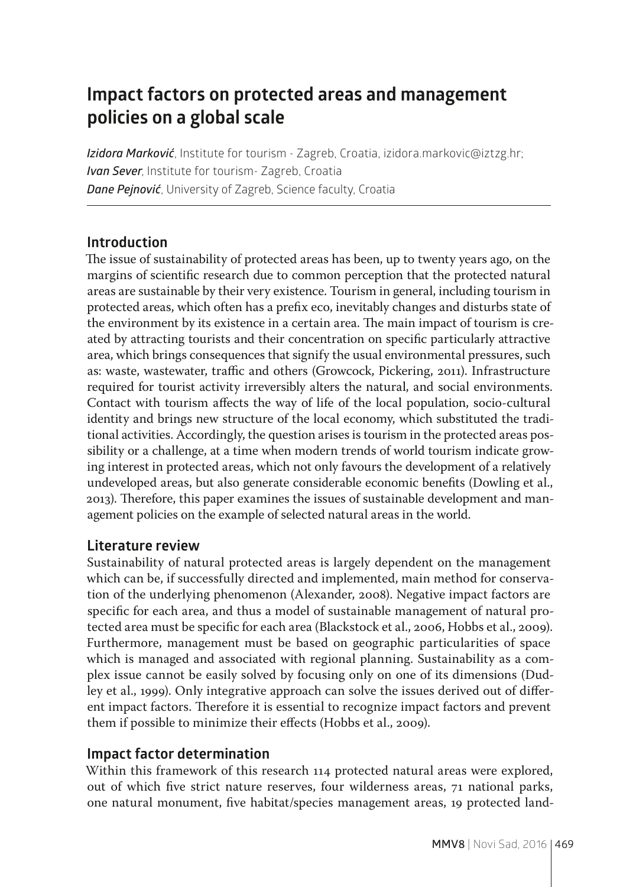# Impact factors on protected areas and management policies on a global scale

***Izidora Marković***, Institute for tourism - Zagreb, Croatia, izidora.markovic@iztzg.hr;
***Ivan Sever***, Institute for tourism- Zagreb, Croatia
***Dane Pejnović***, University of Zagreb, Science faculty, Croatia

## Introduction

The issue of sustainability of protected areas has been, up to twenty years ago, on the margins of scientific research due to common perception that the protected natural areas are sustainable by their very existence. Tourism in general, including tourism in protected areas, which often has a prefix eco, inevitably changes and disturbs state of the environment by its existence in a certain area. The main impact of tourism is created by attracting tourists and their concentration on specific particularly attractive area, which brings consequences that signify the usual environmental pressures, such as: waste, wastewater, traffic and others (Growcock, Pickering, 2011). Infrastructure required for tourist activity irreversibly alters the natural, and social environments. Contact with tourism affects the way of life of the local population, socio-cultural identity and brings new structure of the local economy, which substituted the traditional activities. Accordingly, the question arises is tourism in the protected areas possibility or a challenge, at a time when modern trends of world tourism indicate growing interest in protected areas, which not only favours the development of a relatively undeveloped areas, but also generate considerable economic benefits (Dowling et al., 2013). Therefore, this paper examines the issues of sustainable development and management policies on the example of selected natural areas in the world.

## Literature review

Sustainability of natural protected areas is largely dependent on the management which can be, if successfully directed and implemented, main method for conservation of the underlying phenomenon (Alexander, 2008). Negative impact factors are specific for each area, and thus a model of sustainable management of natural protected area must be specific for each area (Blackstock et al., 2006, Hobbs et al., 2009). Furthermore, management must be based on geographic particularities of space which is managed and associated with regional planning. Sustainability as a complex issue cannot be easily solved by focusing only on one of its dimensions (Dudley et al., 1999). Only integrative approach can solve the issues derived out of different impact factors. Therefore it is essential to recognize impact factors and prevent them if possible to minimize their effects (Hobbs et al., 2009).

## Impact factor determination

Within this framework of this research 114 protected natural areas were explored, out of which five strict nature reserves, four wilderness areas, 71 national parks, one natural monument, five habitat/species management areas, 19 protected land-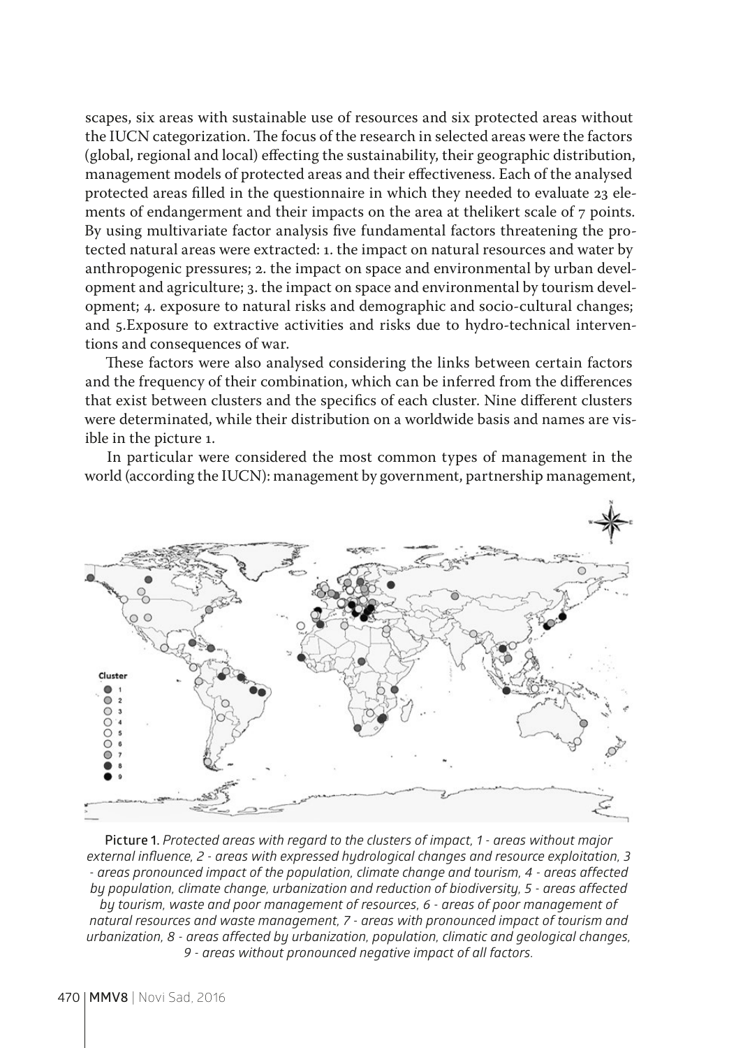scapes, six areas with sustainable use of resources and six protected areas without the IUCN categorization. The focus of the research in selected areas were the factors (global, regional and local) effecting the sustainability, their geographic distribution, management models of protected areas and their effectiveness. Each of the analysed protected areas filled in the questionnaire in which they needed to evaluate 23 elements of endangerment and their impacts on the area at thelikert scale of 7 points. By using multivariate factor analysis five fundamental factors threatening the protected natural areas were extracted: 1. the impact on natural resources and water by anthropogenic pressures; 2. the impact on space and environmental by urban development and agriculture; 3. the impact on space and environmental by tourism development; 4. exposure to natural risks and demographic and socio-cultural changes; and 5.Exposure to extractive activities and risks due to hydro-technical interventions and consequences of war.

These factors were also analysed considering the links between certain factors and the frequency of their combination, which can be inferred from the differences that exist between clusters and the specifics of each cluster. Nine different clusters were determinated, while their distribution on a worldwide basis and names are visible in the picture 1.

In particular were considered the most common types of management in the world (according the IUCN): management by government, partnership management,

Picture 1. *Protected areas with regard to the clusters of impact, 1 - areas without major external influence, 2 - areas with expressed hydrological changes and resource exploitation, 3 - areas pronounced impact of the population, climate change and tourism, 4 - areas affected by population, climate change, urbanization and reduction of biodiversity, 5 - areas affected by tourism, waste and poor management of resources, 6 - areas of poor management of natural resources and waste management, 7 - areas with pronounced impact of tourism and urbanization, 8 - areas affected by urbanization, population, climatic and geological changes, 9 - areas without pronounced negative impact of all factors.*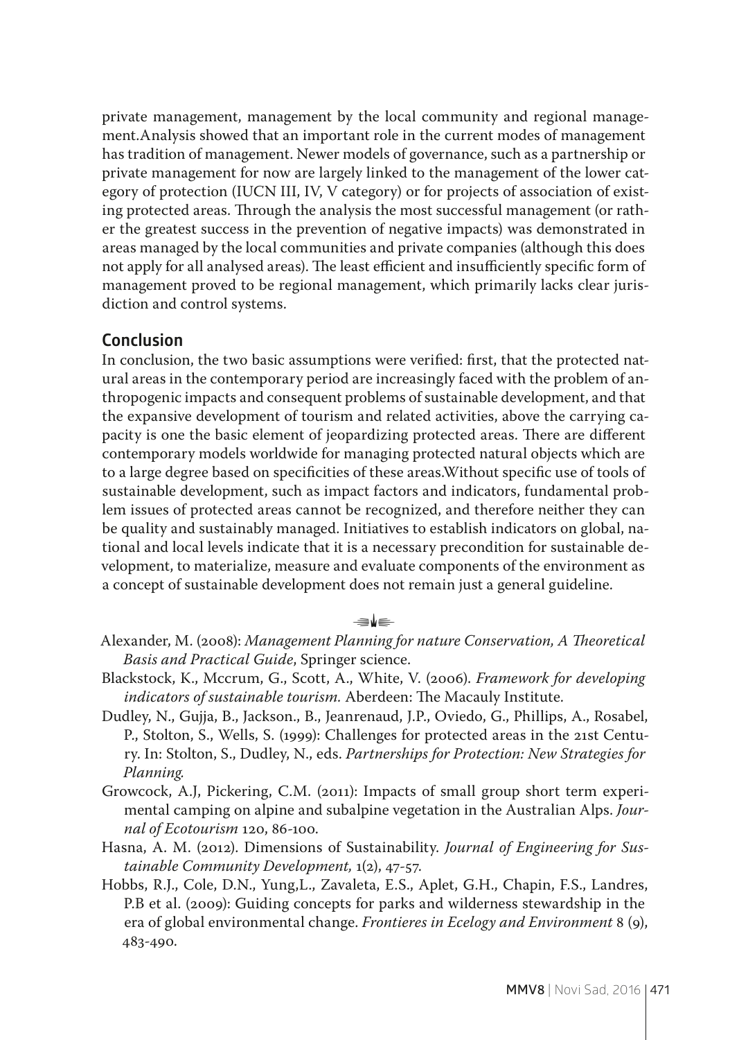private management, management by the local community and regional management.Analysis showed that an important role in the current modes of management has tradition of management. Newer models of governance, such as a partnership or private management for now are largely linked to the management of the lower category of protection (IUCN III, IV, V category) or for projects of association of existing protected areas. Through the analysis the most successful management (or rather the greatest success in the prevention of negative impacts) was demonstrated in areas managed by the local communities and private companies (although this does not apply for all analysed areas). The least efficient and insufficiently specific form of management proved to be regional management, which primarily lacks clear jurisdiction and control systems.

## Conclusion

In conclusion, the two basic assumptions were verified: first, that the protected natural areas in the contemporary period are increasingly faced with the problem of anthropogenic impacts and consequent problems of sustainable development, and that the expansive development of tourism and related activities, above the carrying capacity is one the basic element of jeopardizing protected areas. There are different contemporary models worldwide for managing protected natural objects which are to a large degree based on specificities of these areas.Without specific use of tools of sustainable development, such as impact factors and indicators, fundamental problem issues of protected areas cannot be recognized, and therefore neither they can be quality and sustainably managed. Initiatives to establish indicators on global, national and local levels indicate that it is a necessary precondition for sustainable development, to materialize, measure and evaluate components of the environment as a concept of sustainable development does not remain just a general guideline.

Alexander, M. (2008): *Management Planning for nature Conservation, A Theoretical Basis and Practical Guide*, Springer science.

Blackstock, K., Mccrum, G., Scott, A., White, V. (2006). *Framework for developing indicators of sustainable tourism.* Aberdeen: The Macauly Institute.

Dudley, N., Gujja, B., Jackson., B., Jeanrenaud, J.P., Oviedo, G., Phillips, A., Rosabel, P., Stolton, S., Wells, S. (1999): Challenges for protected areas in the 21st Century. In: Stolton, S., Dudley, N., eds. *Partnerships for Protection: New Strategies for Planning.*

Growcock, A.J, Pickering, C.M. (2011): Impacts of small group short term experimental camping on alpine and subalpine vegetation in the Australian Alps. *Journal of Ecotourism* 120, 86-100.

Hasna, A. M. (2012). Dimensions of Sustainability. *Journal of Engineering for Sustainable Community Development,* 1(2), 47-57.

Hobbs, R.J., Cole, D.N., Yung,L., Zavaleta, E.S., Aplet, G.H., Chapin, F.S., Landres, P.B et al. (2009): Guiding concepts for parks and wilderness stewardship in the era of global environmental change. *Frontieres in Ecelogy and Environment* 8 (9), 483-490.